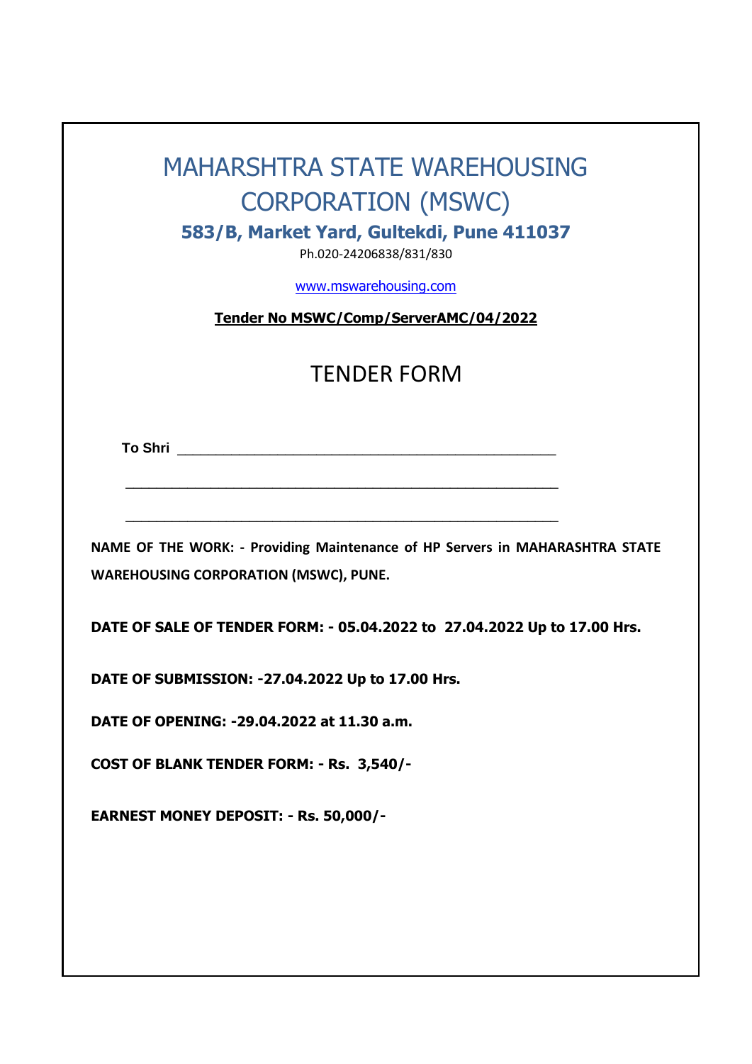# MAHARSHTRA STATE WAREHOUSING CORPORATION (MSWC)

### 583/B, Market Yard, Gultekdi, Pune 411037

Ph.020-24206838/831/830

www.mswarehousing.com

**Tender No MSWC/Comp/ServerAMC/04/2022**

## TENDER FORM

**To Shri** ________________________________________________

________________________________________________

________________________________________________

**NAME OF THE WORK: - Providing Maintenance of HP Servers in MAHARASHTRA STATE WAREHOUSING CORPORATION (MSWC), PUNE.**

**DATE OF SALE OF TENDER FORM: - 05.04.2022 to 27.04.2022 Up to 17.00 Hrs.**

**DATE OF SUBMISSION: -27.04.2022 Up to 17.00 Hrs.**

**DATE OF OPENING: -29.04.2022 at 11.30 a.m.**

**COST OF BLANK TENDER FORM: - Rs. 3,540/-**

**EARNEST MONEY DEPOSIT: - Rs. 50,000/-**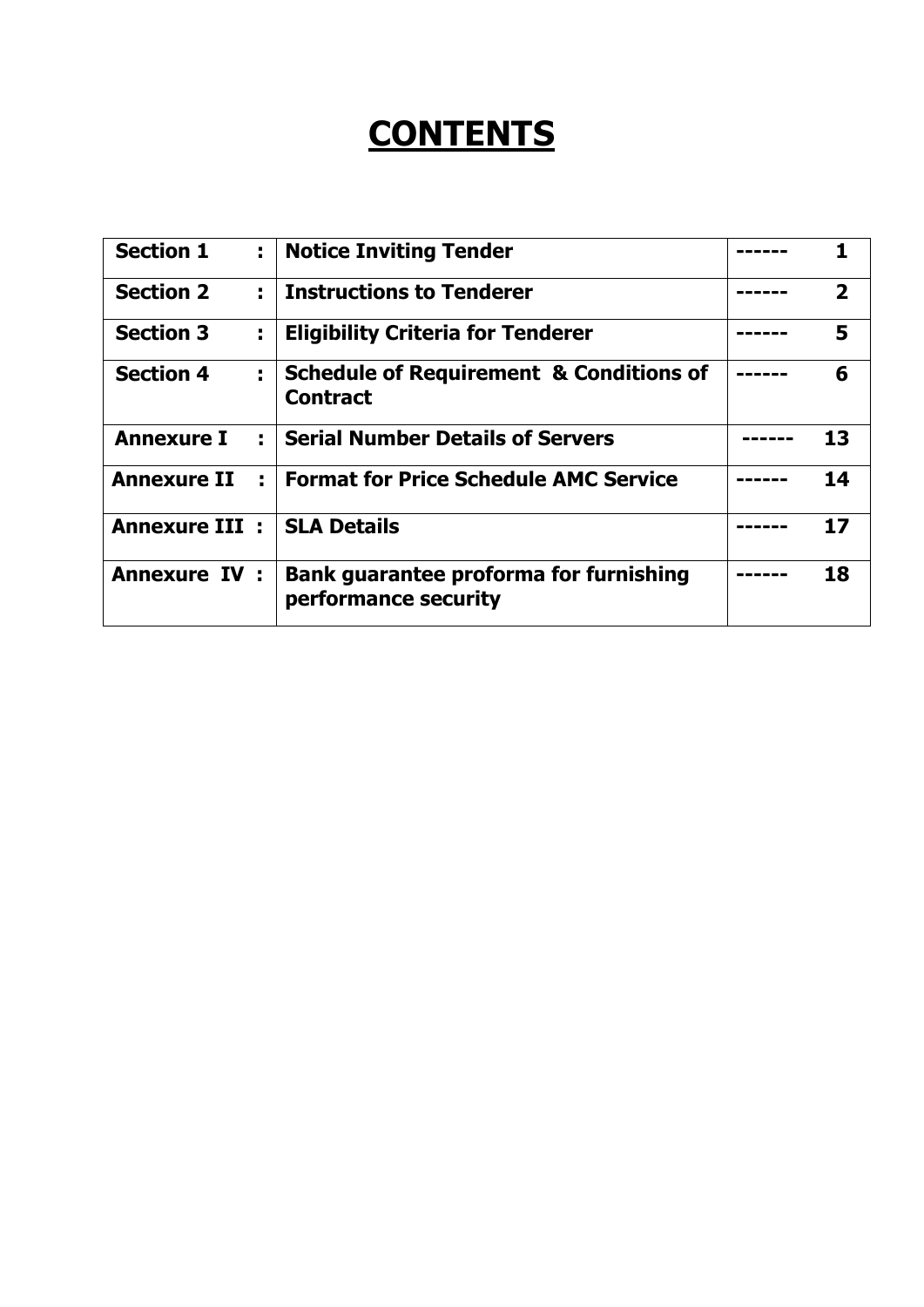# CONTENTS

| | | | |
|---|---|---|---|
| **Section 1 :** | **Notice Inviting Tender** | **------** | **1** |
| **Section 2 :** | **Instructions to Tenderer** | **------** | **2** |
| **Section 3 :** | **Eligibility Criteria for Tenderer** | **------** | **5** |
| **Section 4 :** | **Schedule of Requirement & Conditions of Contract** | **------** | **6** |
| **Annexure I :** | **Serial Number Details of Servers** | **------** | **13** |
| **Annexure II :** | **Format for Price Schedule AMC Service** | **------** | **14** |
| **Annexure III :** | **SLA Details** | **------** | **17** |
| **Annexure IV :** | **Bank guarantee proforma for furnishing performance security** | **------** | **18** |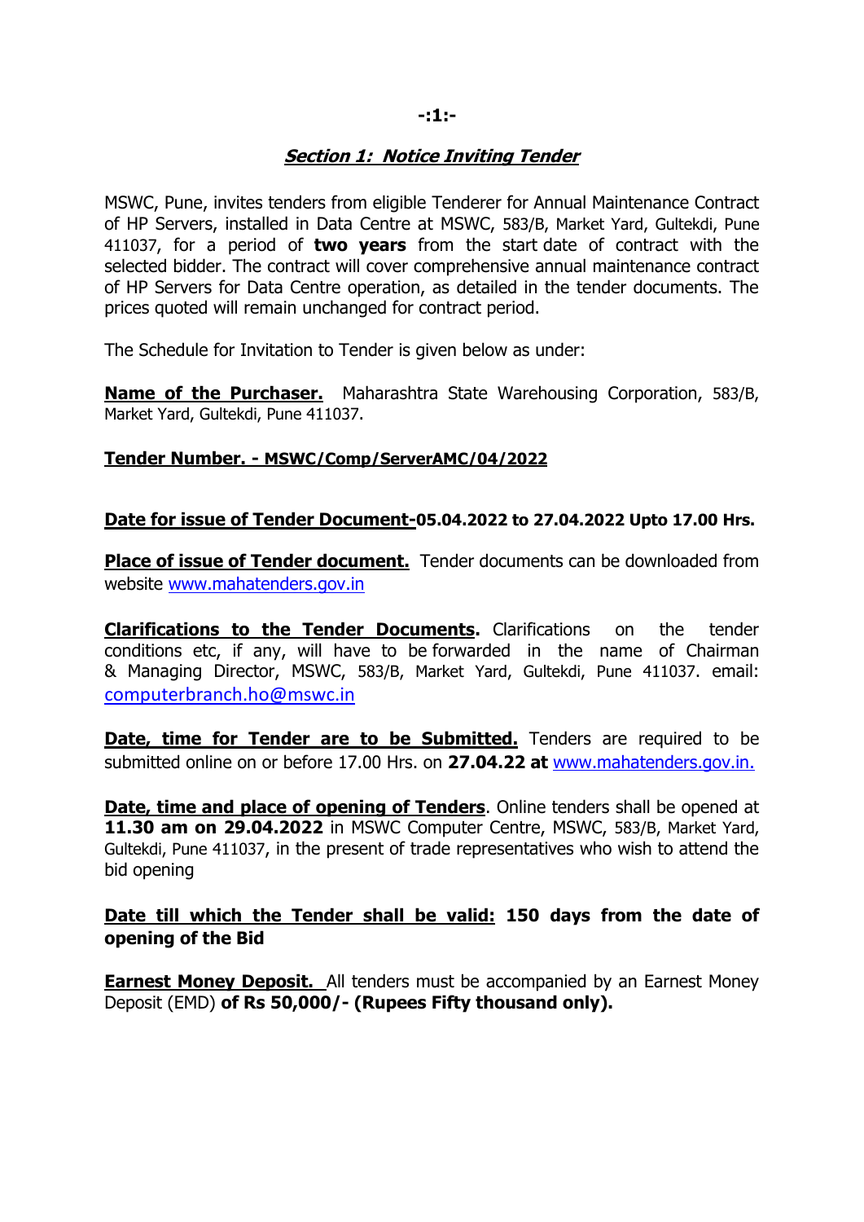## ***Section 1: Notice Inviting Tender***

MSWC, Pune, invites tenders from eligible Tenderer for Annual Maintenance Contract of HP Servers, installed in Data Centre at MSWC, 583/B, Market Yard, Gultekdi, Pune 411037, for a period of **two years** from the start date of contract with the selected bidder. The contract will cover comprehensive annual maintenance contract of HP Servers for Data Centre operation, as detailed in the tender documents. The prices quoted will remain unchanged for contract period.

The Schedule for Invitation to Tender is given below as under:

**Name of the Purchaser.** Maharashtra State Warehousing Corporation, 583/B, Market Yard, Gultekdi, Pune 411037.

**Tender Number. - MSWC/Comp/ServerAMC/04/2022**

**Date for issue of Tender Document-05.04.2022 to 27.04.2022 Upto 17.00 Hrs.**

**Place of issue of Tender document.** Tender documents can be downloaded from website www.mahatenders.gov.in

**Clarifications to the Tender Documents.** Clarifications on the tender conditions etc, if any, will have to be forwarded in the name of Chairman & Managing Director, MSWC, 583/B, Market Yard, Gultekdi, Pune 411037. email: computerbranch.ho@mswc.in

**Date, time for Tender are to be Submitted.** Tenders are required to be submitted online on or before 17.00 Hrs. on **27.04.22 at** www.mahatenders.gov.in.

**Date, time and place of opening of Tenders**. Online tenders shall be opened at **11.30 am on 29.04.2022** in MSWC Computer Centre, MSWC, 583/B, Market Yard, Gultekdi, Pune 411037, in the present of trade representatives who wish to attend the bid opening

**Date till which the Tender shall be valid: 150 days from the date of opening of the Bid**

**Earnest Money Deposit.** All tenders must be accompanied by an Earnest Money Deposit (EMD) **of Rs 50,000/- (Rupees Fifty thousand only).**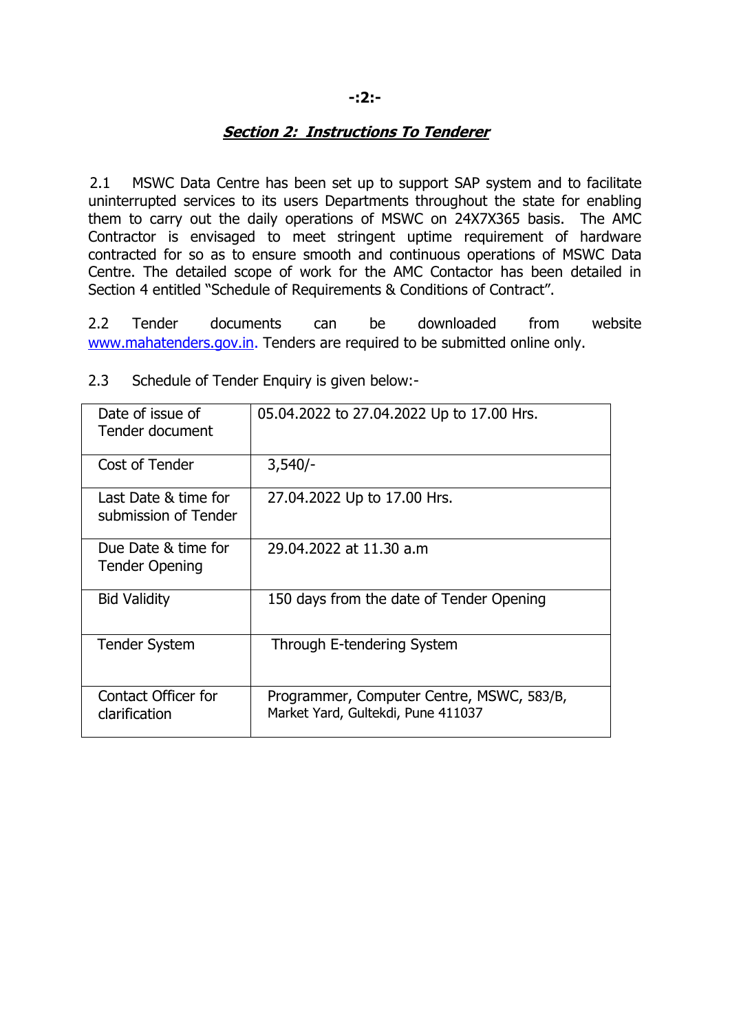## *Section 2: Instructions To Tenderer*

2.1 MSWC Data Centre has been set up to support SAP system and to facilitate uninterrupted services to its users Departments throughout the state for enabling them to carry out the daily operations of MSWC on 24X7X365 basis. The AMC Contractor is envisaged to meet stringent uptime requirement of hardware contracted for so as to ensure smooth and continuous operations of MSWC Data Centre. The detailed scope of work for the AMC Contactor has been detailed in Section 4 entitled "Schedule of Requirements & Conditions of Contract".

2.2 Tender documents can be downloaded from website www.mahatenders.gov.in. Tenders are required to be submitted online only.

2.3 Schedule of Tender Enquiry is given below:-

| | |
|---|---|
| Date of issue of Tender document | 05.04.2022 to 27.04.2022 Up to 17.00 Hrs. |
| Cost of Tender | 3,540/- |
| Last Date & time for submission of Tender | 27.04.2022 Up to 17.00 Hrs. |
| Due Date & time for Tender Opening | 29.04.2022 at 11.30 a.m |
| Bid Validity | 150 days from the date of Tender Opening |
| Tender System | Through E-tendering System |
| Contact Officer for clarification | Programmer, Computer Centre, MSWC, 583/B, Market Yard, Gultekdi, Pune 411037 |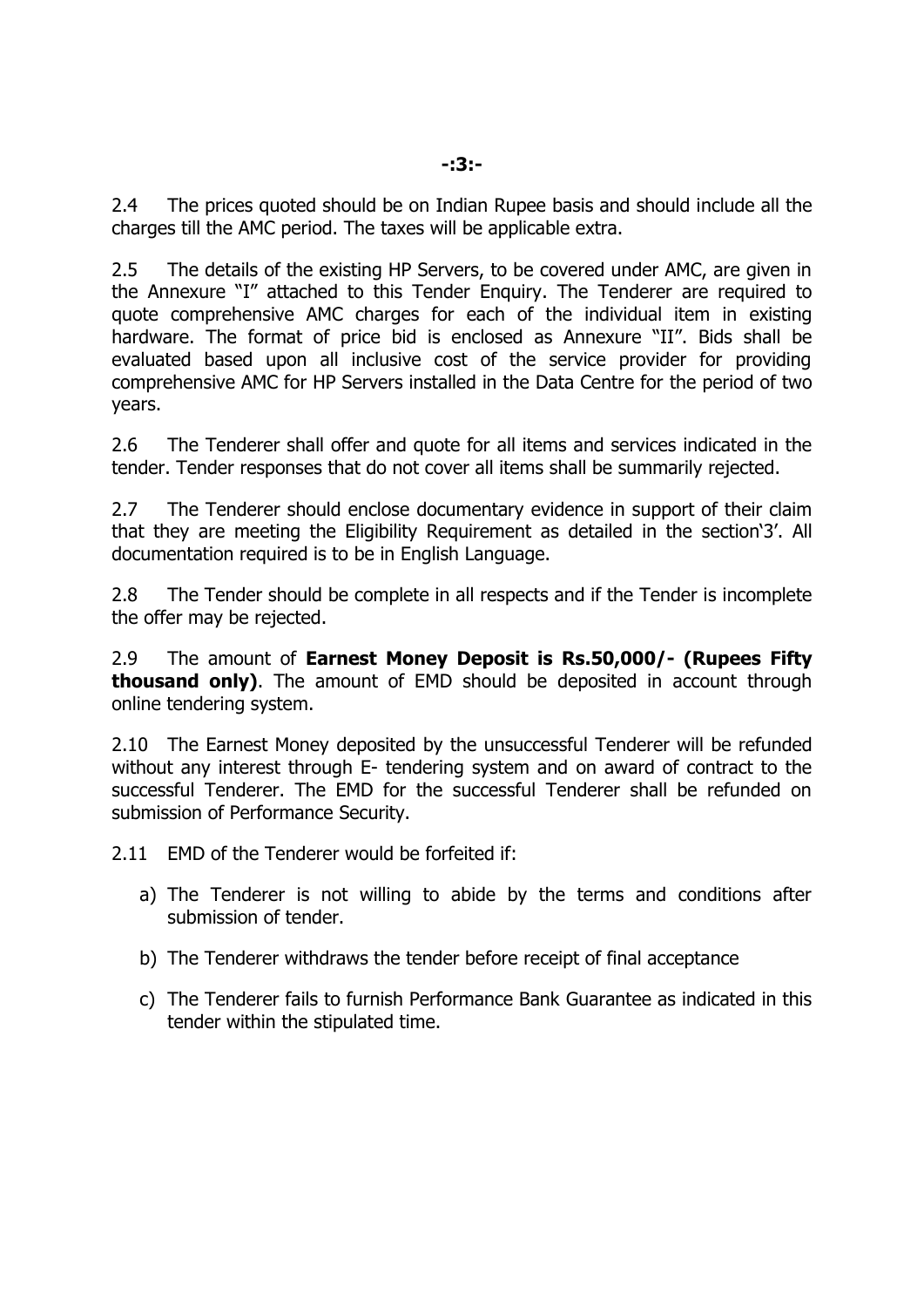2.4 The prices quoted should be on Indian Rupee basis and should include all the charges till the AMC period. The taxes will be applicable extra.

2.5 The details of the existing HP Servers, to be covered under AMC, are given in the Annexure "I" attached to this Tender Enquiry. The Tenderer are required to quote comprehensive AMC charges for each of the individual item in existing hardware. The format of price bid is enclosed as Annexure "II". Bids shall be evaluated based upon all inclusive cost of the service provider for providing comprehensive AMC for HP Servers installed in the Data Centre for the period of two years.

2.6 The Tenderer shall offer and quote for all items and services indicated in the tender. Tender responses that do not cover all items shall be summarily rejected.

2.7 The Tenderer should enclose documentary evidence in support of their claim that they are meeting the Eligibility Requirement as detailed in the section'3'. All documentation required is to be in English Language.

2.8 The Tender should be complete in all respects and if the Tender is incomplete the offer may be rejected.

2.9 The amount of **Earnest Money Deposit is Rs.50,000/- (Rupees Fifty thousand only)**. The amount of EMD should be deposited in account through online tendering system.

2.10 The Earnest Money deposited by the unsuccessful Tenderer will be refunded without any interest through E- tendering system and on award of contract to the successful Tenderer. The EMD for the successful Tenderer shall be refunded on submission of Performance Security.

2.11 EMD of the Tenderer would be forfeited if:

a) The Tenderer is not willing to abide by the terms and conditions after submission of tender.

b) The Tenderer withdraws the tender before receipt of final acceptance

c) The Tenderer fails to furnish Performance Bank Guarantee as indicated in this tender within the stipulated time.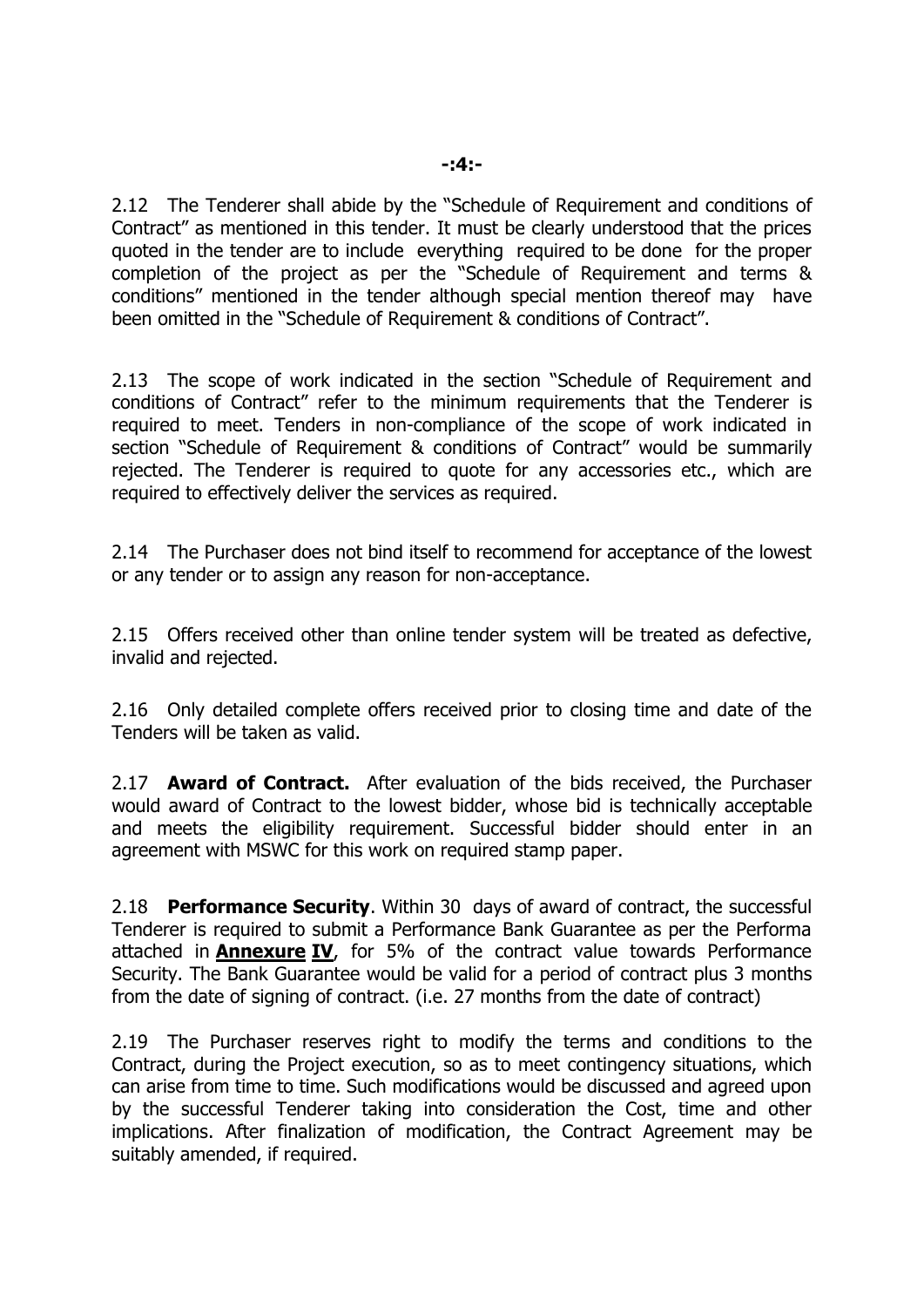2.12 The Tenderer shall abide by the "Schedule of Requirement and conditions of Contract" as mentioned in this tender. It must be clearly understood that the prices quoted in the tender are to include everything required to be done for the proper completion of the project as per the "Schedule of Requirement and terms & conditions" mentioned in the tender although special mention thereof may have been omitted in the "Schedule of Requirement & conditions of Contract".

2.13 The scope of work indicated in the section "Schedule of Requirement and conditions of Contract" refer to the minimum requirements that the Tenderer is required to meet. Tenders in non-compliance of the scope of work indicated in section "Schedule of Requirement & conditions of Contract" would be summarily rejected. The Tenderer is required to quote for any accessories etc., which are required to effectively deliver the services as required.

2.14 The Purchaser does not bind itself to recommend for acceptance of the lowest or any tender or to assign any reason for non-acceptance.

2.15 Offers received other than online tender system will be treated as defective, invalid and rejected.

2.16 Only detailed complete offers received prior to closing time and date of the Tenders will be taken as valid.

2.17 **Award of Contract.** After evaluation of the bids received, the Purchaser would award of Contract to the lowest bidder, whose bid is technically acceptable and meets the eligibility requirement. Successful bidder should enter in an agreement with MSWC for this work on required stamp paper.

2.18 **Performance Security**. Within 30 days of award of contract, the successful Tenderer is required to submit a Performance Bank Guarantee as per the Performa attached in **Annexure IV**, for 5% of the contract value towards Performance Security. The Bank Guarantee would be valid for a period of contract plus 3 months from the date of signing of contract. (i.e. 27 months from the date of contract)

2.19 The Purchaser reserves right to modify the terms and conditions to the Contract, during the Project execution, so as to meet contingency situations, which can arise from time to time. Such modifications would be discussed and agreed upon by the successful Tenderer taking into consideration the Cost, time and other implications. After finalization of modification, the Contract Agreement may be suitably amended, if required.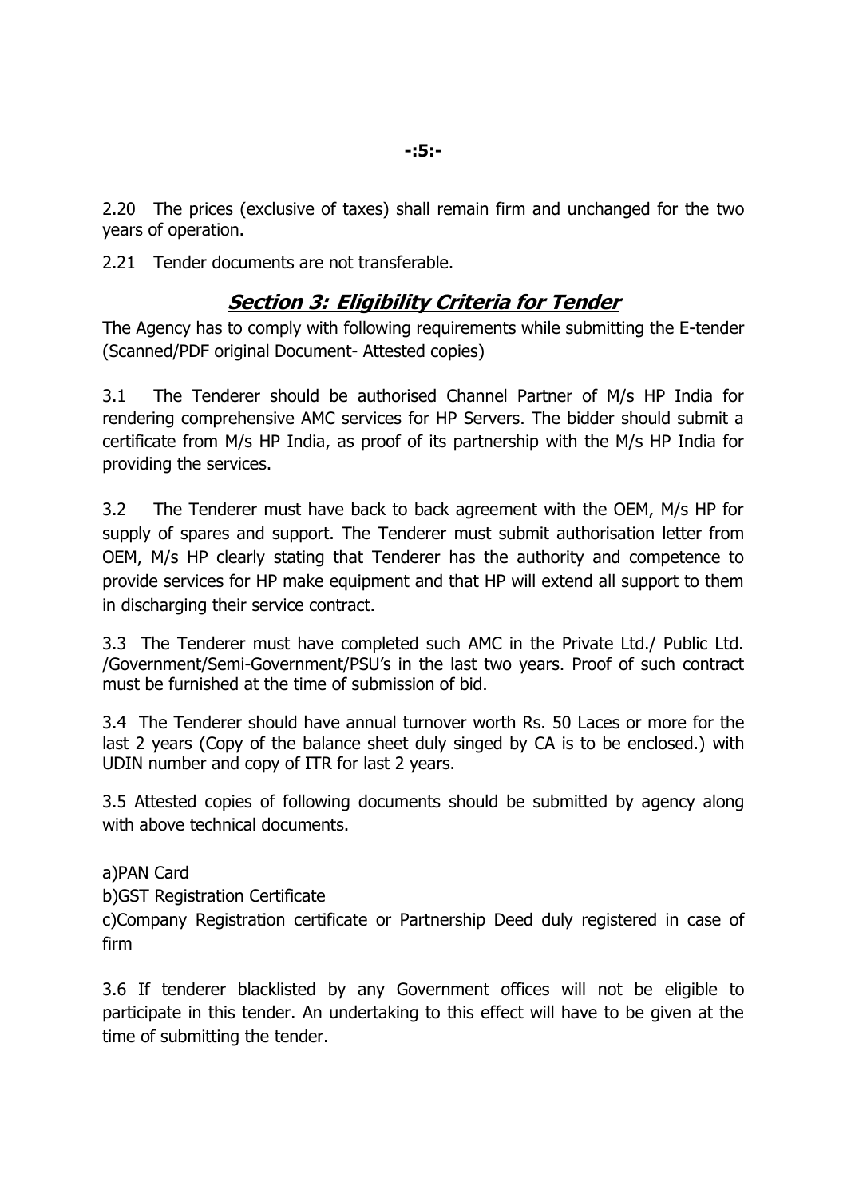2.20 The prices (exclusive of taxes) shall remain firm and unchanged for the two years of operation.

2.21 Tender documents are not transferable.

## ***Section 3: Eligibility Criteria for Tender***

The Agency has to comply with following requirements while submitting the E-tender (Scanned/PDF original Document- Attested copies)

3.1 The Tenderer should be authorised Channel Partner of M/s HP India for rendering comprehensive AMC services for HP Servers. The bidder should submit a certificate from M/s HP India, as proof of its partnership with the M/s HP India for providing the services.

3.2 The Tenderer must have back to back agreement with the OEM, M/s HP for supply of spares and support. The Tenderer must submit authorisation letter from OEM, M/s HP clearly stating that Tenderer has the authority and competence to provide services for HP make equipment and that HP will extend all support to them in discharging their service contract.

3.3 The Tenderer must have completed such AMC in the Private Ltd./ Public Ltd. /Government/Semi-Government/PSU's in the last two years. Proof of such contract must be furnished at the time of submission of bid.

3.4 The Tenderer should have annual turnover worth Rs. 50 Laces or more for the last 2 years (Copy of the balance sheet duly singed by CA is to be enclosed.) with UDIN number and copy of ITR for last 2 years.

3.5 Attested copies of following documents should be submitted by agency along with above technical documents.

a)PAN Card

b)GST Registration Certificate

c)Company Registration certificate or Partnership Deed duly registered in case of firm

3.6 If tenderer blacklisted by any Government offices will not be eligible to participate in this tender. An undertaking to this effect will have to be given at the time of submitting the tender.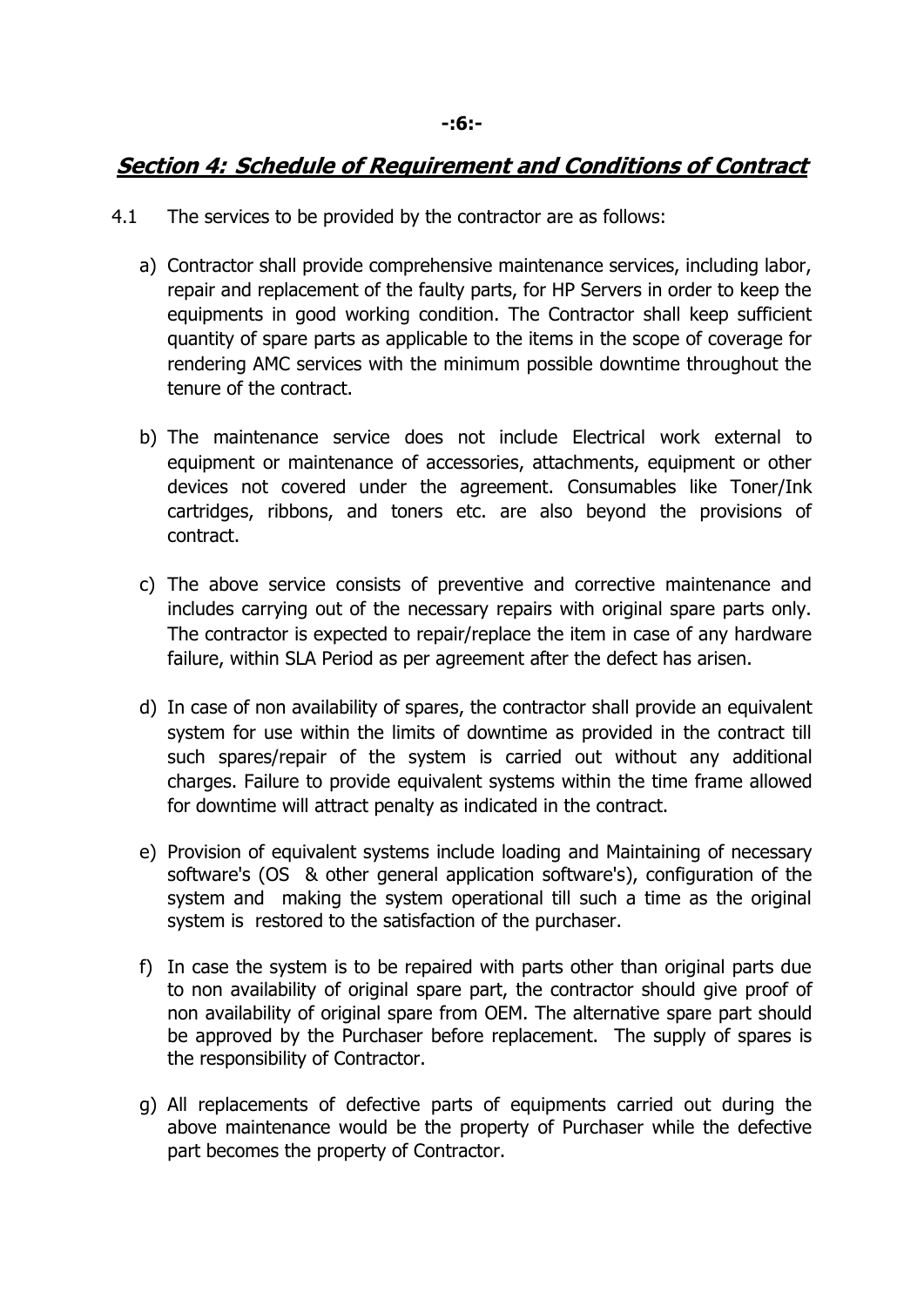## *Section 4: Schedule of Requirement and Conditions of Contract*

4.1 The services to be provided by the contractor are as follows:

a) Contractor shall provide comprehensive maintenance services, including labor, repair and replacement of the faulty parts, for HP Servers in order to keep the equipments in good working condition. The Contractor shall keep sufficient quantity of spare parts as applicable to the items in the scope of coverage for rendering AMC services with the minimum possible downtime throughout the tenure of the contract.

b) The maintenance service does not include Electrical work external to equipment or maintenance of accessories, attachments, equipment or other devices not covered under the agreement. Consumables like Toner/Ink cartridges, ribbons, and toners etc. are also beyond the provisions of contract.

c) The above service consists of preventive and corrective maintenance and includes carrying out of the necessary repairs with original spare parts only. The contractor is expected to repair/replace the item in case of any hardware failure, within SLA Period as per agreement after the defect has arisen.

d) In case of non availability of spares, the contractor shall provide an equivalent system for use within the limits of downtime as provided in the contract till such spares/repair of the system is carried out without any additional charges. Failure to provide equivalent systems within the time frame allowed for downtime will attract penalty as indicated in the contract.

e) Provision of equivalent systems include loading and Maintaining of necessary software's (OS & other general application software's), configuration of the system and making the system operational till such a time as the original system is restored to the satisfaction of the purchaser.

f) In case the system is to be repaired with parts other than original parts due to non availability of original spare part, the contractor should give proof of non availability of original spare from OEM. The alternative spare part should be approved by the Purchaser before replacement. The supply of spares is the responsibility of Contractor.

g) All replacements of defective parts of equipments carried out during the above maintenance would be the property of Purchaser while the defective part becomes the property of Contractor.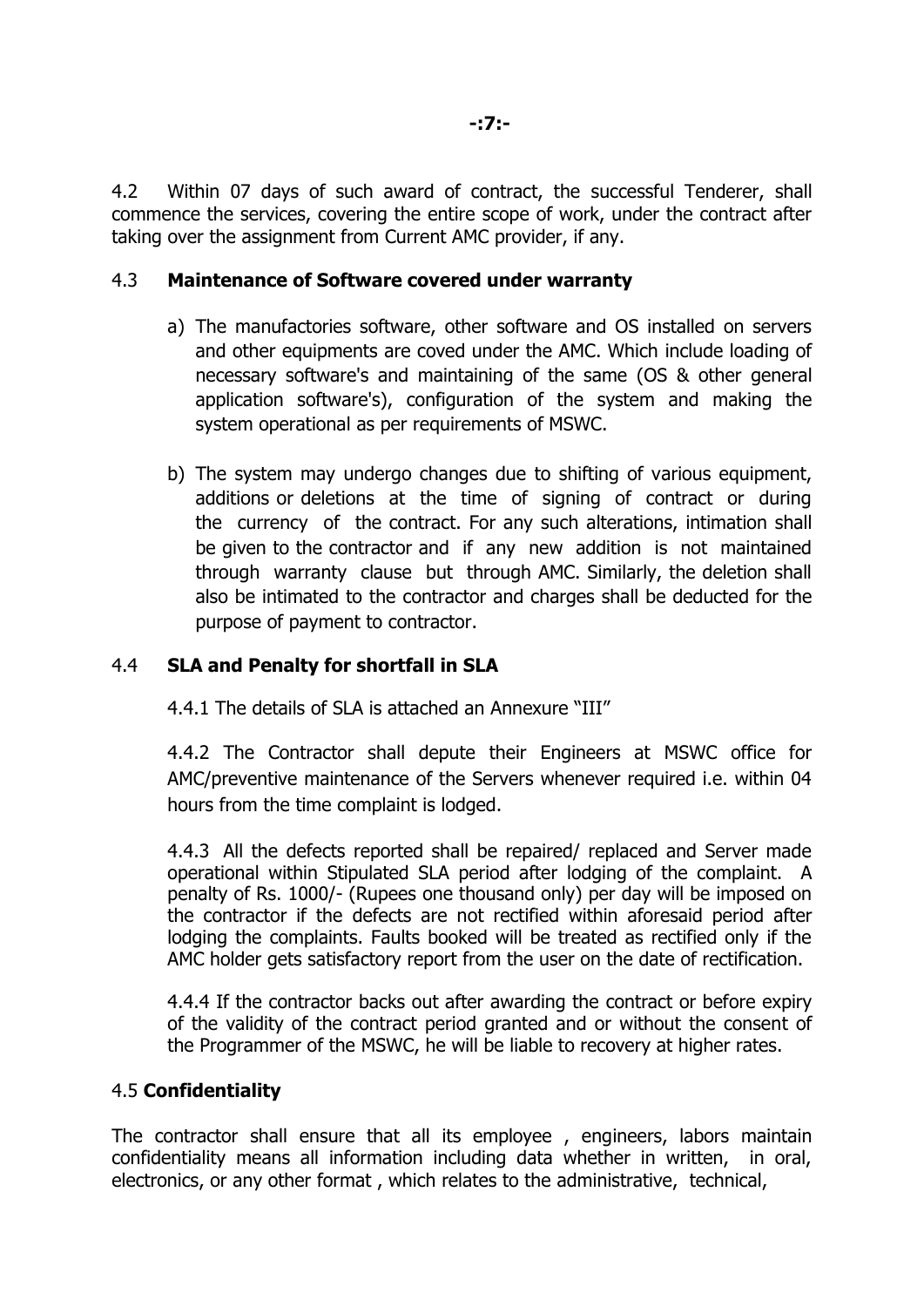4.2 Within 07 days of such award of contract, the successful Tenderer, shall commence the services, covering the entire scope of work, under the contract after taking over the assignment from Current AMC provider, if any.

### 4.3 **Maintenance of Software covered under warranty**

a) The manufactories software, other software and OS installed on servers and other equipments are coved under the AMC. Which include loading of necessary software's and maintaining of the same (OS & other general application software's), configuration of the system and making the system operational as per requirements of MSWC.

b) The system may undergo changes due to shifting of various equipment, additions or deletions at the time of signing of contract or during the currency of the contract. For any such alterations, intimation shall be given to the contractor and if any new addition is not maintained through warranty clause but through AMC. Similarly, the deletion shall also be intimated to the contractor and charges shall be deducted for the purpose of payment to contractor.

### 4.4 **SLA and Penalty for shortfall in SLA**

4.4.1 The details of SLA is attached an Annexure "III"

4.4.2 The Contractor shall depute their Engineers at MSWC office for AMC/preventive maintenance of the Servers whenever required i.e. within 04 hours from the time complaint is lodged.

4.4.3 All the defects reported shall be repaired/ replaced and Server made operational within Stipulated SLA period after lodging of the complaint. A penalty of Rs. 1000/- (Rupees one thousand only) per day will be imposed on the contractor if the defects are not rectified within aforesaid period after lodging the complaints. Faults booked will be treated as rectified only if the AMC holder gets satisfactory report from the user on the date of rectification.

4.4.4 If the contractor backs out after awarding the contract or before expiry of the validity of the contract period granted and or without the consent of the Programmer of the MSWC, he will be liable to recovery at higher rates.

### 4.5 **Confidentiality**

The contractor shall ensure that all its employee , engineers, labors maintain confidentiality means all information including data whether in written, in oral, electronics, or any other format , which relates to the administrative, technical,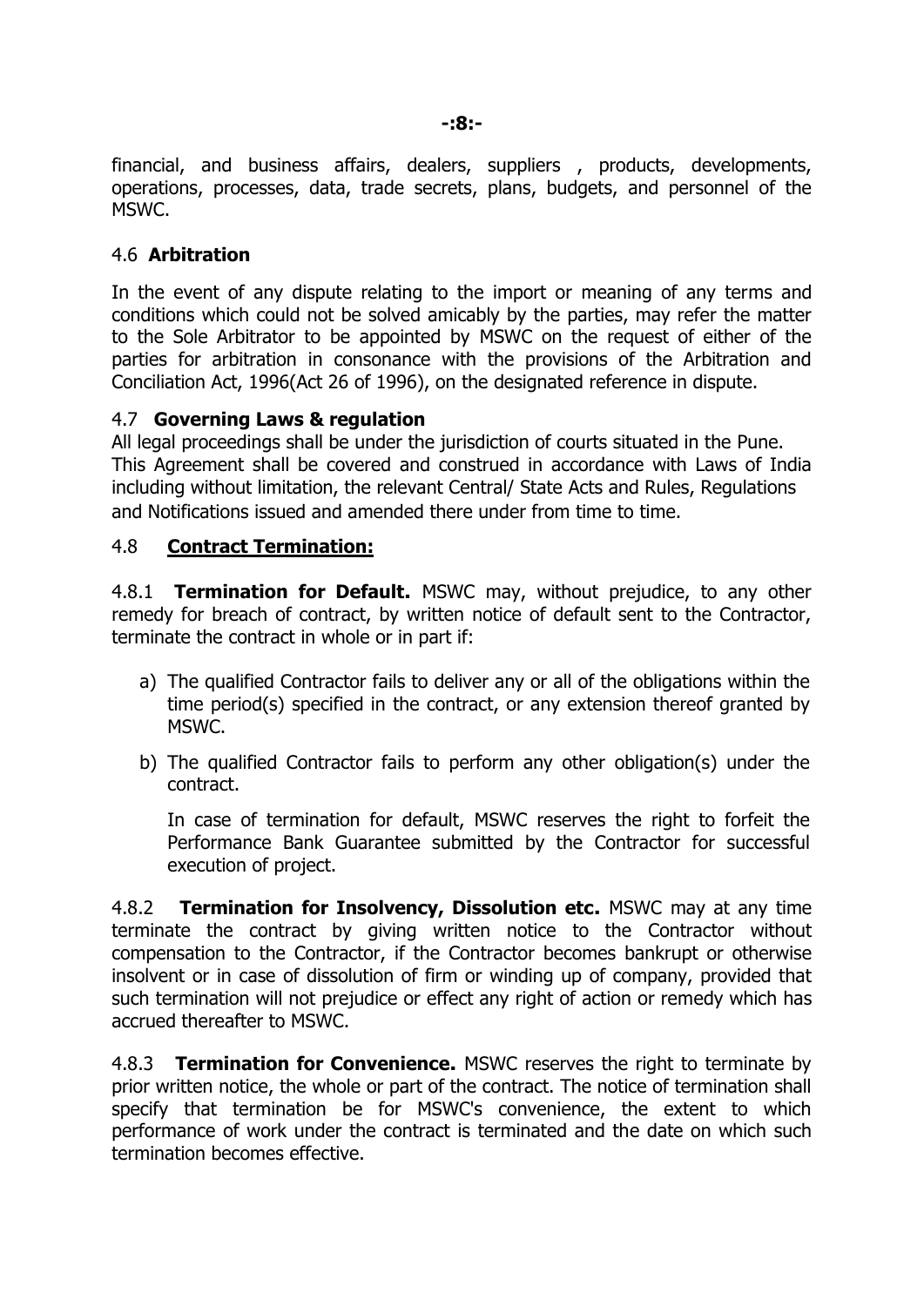financial, and business affairs, dealers, suppliers , products, developments, operations, processes, data, trade secrets, plans, budgets, and personnel of the MSWC.

### 4.6 **Arbitration**

In the event of any dispute relating to the import or meaning of any terms and conditions which could not be solved amicably by the parties, may refer the matter to the Sole Arbitrator to be appointed by MSWC on the request of either of the parties for arbitration in consonance with the provisions of the Arbitration and Conciliation Act, 1996(Act 26 of 1996), on the designated reference in dispute.

### 4.7 **Governing Laws & regulation**

All legal proceedings shall be under the jurisdiction of courts situated in the Pune. This Agreement shall be covered and construed in accordance with Laws of India including without limitation, the relevant Central/ State Acts and Rules, Regulations and Notifications issued and amended there under from time to time.

### 4.8 **Contract Termination:**

4.8.1 **Termination for Default.** MSWC may, without prejudice, to any other remedy for breach of contract, by written notice of default sent to the Contractor, terminate the contract in whole or in part if:

a) The qualified Contractor fails to deliver any or all of the obligations within the time period(s) specified in the contract, or any extension thereof granted by MSWC.

b) The qualified Contractor fails to perform any other obligation(s) under the contract.

   In case of termination for default, MSWC reserves the right to forfeit the Performance Bank Guarantee submitted by the Contractor for successful execution of project.

4.8.2 **Termination for Insolvency, Dissolution etc.** MSWC may at any time terminate the contract by giving written notice to the Contractor without compensation to the Contractor, if the Contractor becomes bankrupt or otherwise insolvent or in case of dissolution of firm or winding up of company, provided that such termination will not prejudice or effect any right of action or remedy which has accrued thereafter to MSWC.

4.8.3 **Termination for Convenience.** MSWC reserves the right to terminate by prior written notice, the whole or part of the contract. The notice of termination shall specify that termination be for MSWC's convenience, the extent to which performance of work under the contract is terminated and the date on which such termination becomes effective.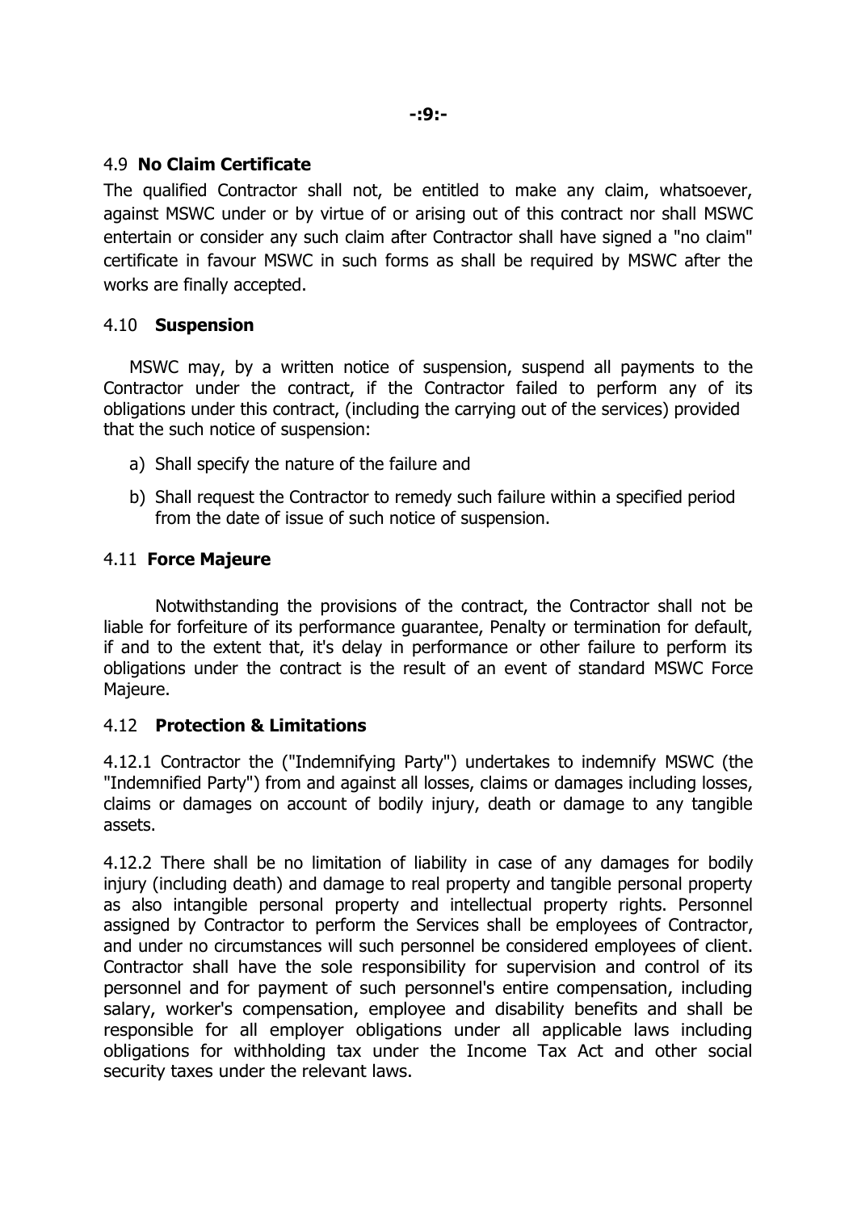### 4.9 **No Claim Certificate**

The qualified Contractor shall not, be entitled to make any claim, whatsoever, against MSWC under or by virtue of or arising out of this contract nor shall MSWC entertain or consider any such claim after Contractor shall have signed a "no claim" certificate in favour MSWC in such forms as shall be required by MSWC after the works are finally accepted.

### 4.10 **Suspension**

MSWC may, by a written notice of suspension, suspend all payments to the Contractor under the contract, if the Contractor failed to perform any of its obligations under this contract, (including the carrying out of the services) provided that the such notice of suspension:

a) Shall specify the nature of the failure and

b) Shall request the Contractor to remedy such failure within a specified period from the date of issue of such notice of suspension.

### 4.11 **Force Majeure**

Notwithstanding the provisions of the contract, the Contractor shall not be liable for forfeiture of its performance guarantee, Penalty or termination for default, if and to the extent that, it's delay in performance or other failure to perform its obligations under the contract is the result of an event of standard MSWC Force Majeure.

### 4.12 **Protection & Limitations**

4.12.1 Contractor the ("Indemnifying Party") undertakes to indemnify MSWC (the "Indemnified Party") from and against all losses, claims or damages including losses, claims or damages on account of bodily injury, death or damage to any tangible assets.

4.12.2 There shall be no limitation of liability in case of any damages for bodily injury (including death) and damage to real property and tangible personal property as also intangible personal property and intellectual property rights. Personnel assigned by Contractor to perform the Services shall be employees of Contractor, and under no circumstances will such personnel be considered employees of client. Contractor shall have the sole responsibility for supervision and control of its personnel and for payment of such personnel's entire compensation, including salary, worker's compensation, employee and disability benefits and shall be responsible for all employer obligations under all applicable laws including obligations for withholding tax under the Income Tax Act and other social security taxes under the relevant laws.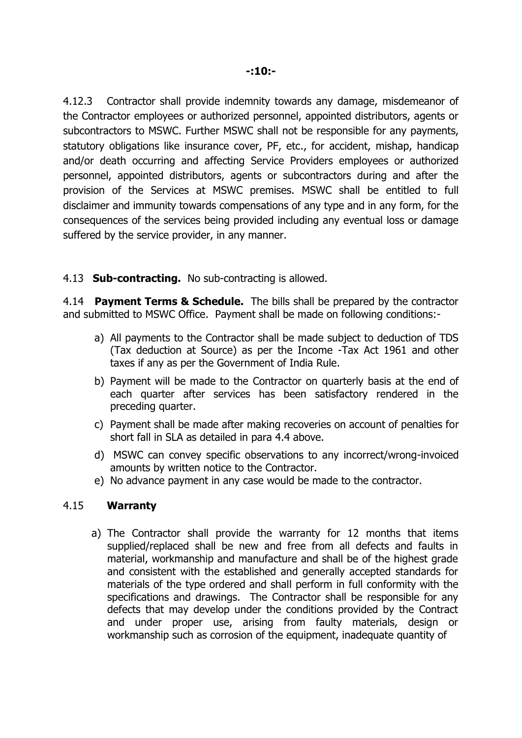4.12.3 Contractor shall provide indemnity towards any damage, misdemeanor of the Contractor employees or authorized personnel, appointed distributors, agents or subcontractors to MSWC. Further MSWC shall not be responsible for any payments, statutory obligations like insurance cover, PF, etc., for accident, mishap, handicap and/or death occurring and affecting Service Providers employees or authorized personnel, appointed distributors, agents or subcontractors during and after the provision of the Services at MSWC premises. MSWC shall be entitled to full disclaimer and immunity towards compensations of any type and in any form, for the consequences of the services being provided including any eventual loss or damage suffered by the service provider, in any manner.

4.13 **Sub-contracting.** No sub-contracting is allowed.

4.14 **Payment Terms & Schedule.** The bills shall be prepared by the contractor and submitted to MSWC Office. Payment shall be made on following conditions:-

a) All payments to the Contractor shall be made subject to deduction of TDS (Tax deduction at Source) as per the Income -Tax Act 1961 and other taxes if any as per the Government of India Rule.
b) Payment will be made to the Contractor on quarterly basis at the end of each quarter after services has been satisfactory rendered in the preceding quarter.
c) Payment shall be made after making recoveries on account of penalties for short fall in SLA as detailed in para 4.4 above.
d) MSWC can convey specific observations to any incorrect/wrong-invoiced amounts by written notice to the Contractor.
e) No advance payment in any case would be made to the contractor.

4.15 **Warranty**

a) The Contractor shall provide the warranty for 12 months that items supplied/replaced shall be new and free from all defects and faults in material, workmanship and manufacture and shall be of the highest grade and consistent with the established and generally accepted standards for materials of the type ordered and shall perform in full conformity with the specifications and drawings. The Contractor shall be responsible for any defects that may develop under the conditions provided by the Contract and under proper use, arising from faulty materials, design or workmanship such as corrosion of the equipment, inadequate quantity of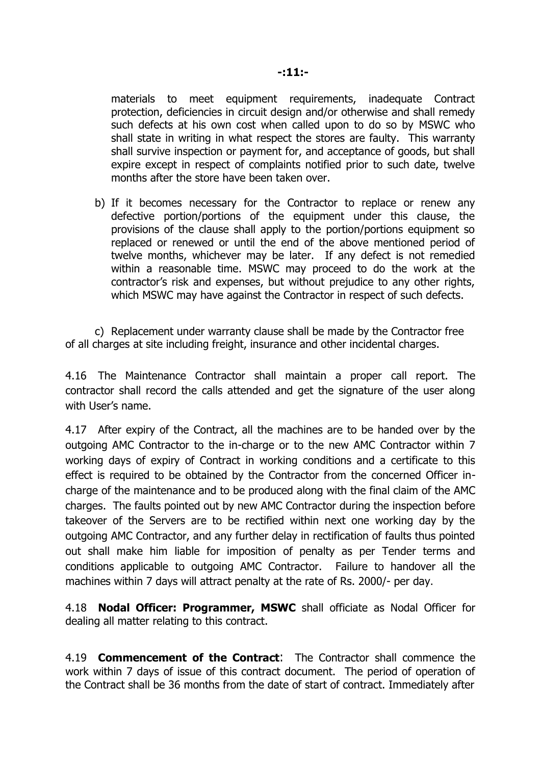materials to meet equipment requirements, inadequate Contract protection, deficiencies in circuit design and/or otherwise and shall remedy such defects at his own cost when called upon to do so by MSWC who shall state in writing in what respect the stores are faulty. This warranty shall survive inspection or payment for, and acceptance of goods, but shall expire except in respect of complaints notified prior to such date, twelve months after the store have been taken over.

b) If it becomes necessary for the Contractor to replace or renew any defective portion/portions of the equipment under this clause, the provisions of the clause shall apply to the portion/portions equipment so replaced or renewed or until the end of the above mentioned period of twelve months, whichever may be later. If any defect is not remedied within a reasonable time. MSWC may proceed to do the work at the contractor's risk and expenses, but without prejudice to any other rights, which MSWC may have against the Contractor in respect of such defects.

c) Replacement under warranty clause shall be made by the Contractor free of all charges at site including freight, insurance and other incidental charges.

4.16 The Maintenance Contractor shall maintain a proper call report. The contractor shall record the calls attended and get the signature of the user along with User's name.

4.17 After expiry of the Contract, all the machines are to be handed over by the outgoing AMC Contractor to the in-charge or to the new AMC Contractor within 7 working days of expiry of Contract in working conditions and a certificate to this effect is required to be obtained by the Contractor from the concerned Officer in-charge of the maintenance and to be produced along with the final claim of the AMC charges. The faults pointed out by new AMC Contractor during the inspection before takeover of the Servers are to be rectified within next one working day by the outgoing AMC Contractor, and any further delay in rectification of faults thus pointed out shall make him liable for imposition of penalty as per Tender terms and conditions applicable to outgoing AMC Contractor. Failure to handover all the machines within 7 days will attract penalty at the rate of Rs. 2000/- per day.

4.18 **Nodal Officer: Programmer, MSWC** shall officiate as Nodal Officer for dealing all matter relating to this contract.

4.19 **Commencement of the Contract**: The Contractor shall commence the work within 7 days of issue of this contract document. The period of operation of the Contract shall be 36 months from the date of start of contract. Immediately after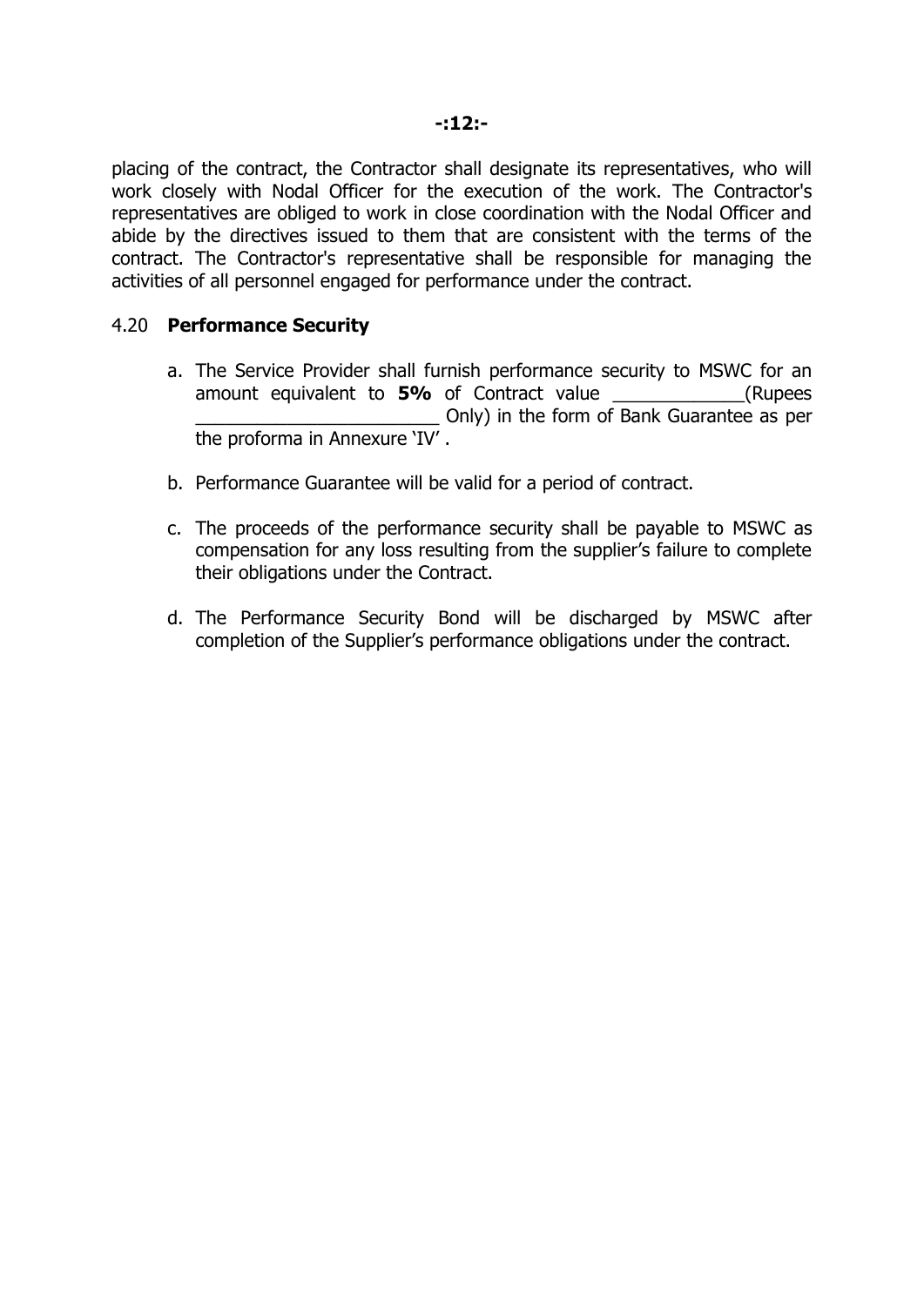placing of the contract, the Contractor shall designate its representatives, who will work closely with Nodal Officer for the execution of the work. The Contractor's representatives are obliged to work in close coordination with the Nodal Officer and abide by the directives issued to them that are consistent with the terms of the contract. The Contractor's representative shall be responsible for managing the activities of all personnel engaged for performance under the contract.

### 4.20 **Performance Security**

a. The Service Provider shall furnish performance security to MSWC for an amount equivalent to **5%** of Contract value _____________(Rupees ________________________ Only) in the form of Bank Guarantee as per the proforma in Annexure 'IV' .

b. Performance Guarantee will be valid for a period of contract.

c. The proceeds of the performance security shall be payable to MSWC as compensation for any loss resulting from the supplier's failure to complete their obligations under the Contract.

d. The Performance Security Bond will be discharged by MSWC after completion of the Supplier's performance obligations under the contract.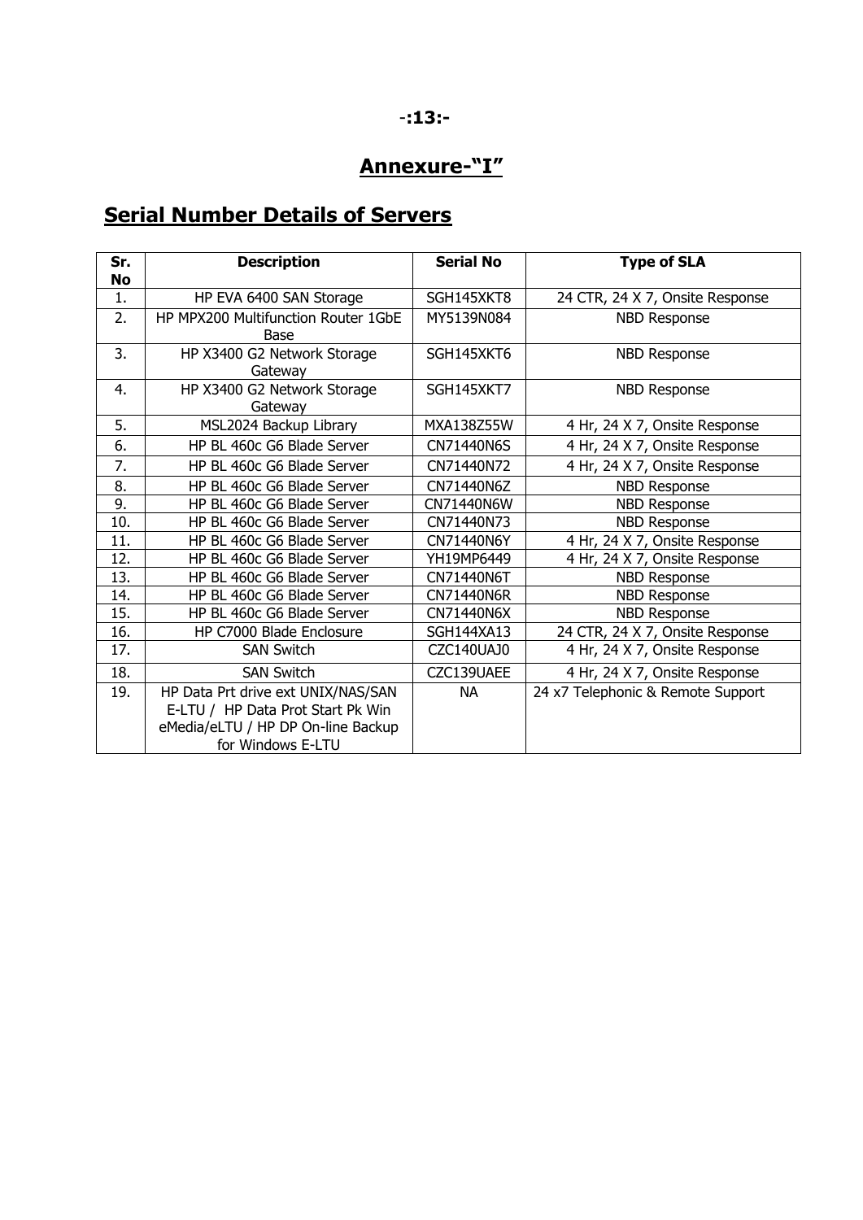# Annexure-“I”

## Serial Number Details of Servers

| Sr. No | Description | Serial No | Type of SLA |
|---|---|---|---|
| 1. | HP EVA 6400 SAN Storage | SGH145XKT8 | 24 CTR, 24 X 7, Onsite Response |
| 2. | HP MPX200 Multifunction Router 1GbE Base | MY5139N084 | NBD Response |
| 3. | HP X3400 G2 Network Storage Gateway | SGH145XKT6 | NBD Response |
| 4. | HP X3400 G2 Network Storage Gateway | SGH145XKT7 | NBD Response |
| 5. | MSL2024 Backup Library | MXA138Z55W | 4 Hr, 24 X 7, Onsite Response |
| 6. | HP BL 460c G6 Blade Server | CN71440N6S | 4 Hr, 24 X 7, Onsite Response |
| 7. | HP BL 460c G6 Blade Server | CN71440N72 | 4 Hr, 24 X 7, Onsite Response |
| 8. | HP BL 460c G6 Blade Server | CN71440N6Z | NBD Response |
| 9. | HP BL 460c G6 Blade Server | CN71440N6W | NBD Response |
| 10. | HP BL 460c G6 Blade Server | CN71440N73 | NBD Response |
| 11. | HP BL 460c G6 Blade Server | CN71440N6Y | 4 Hr, 24 X 7, Onsite Response |
| 12. | HP BL 460c G6 Blade Server | YH19MP6449 | 4 Hr, 24 X 7, Onsite Response |
| 13. | HP BL 460c G6 Blade Server | CN71440N6T | NBD Response |
| 14. | HP BL 460c G6 Blade Server | CN71440N6R | NBD Response |
| 15. | HP BL 460c G6 Blade Server | CN71440N6X | NBD Response |
| 16. | HP C7000 Blade Enclosure | SGH144XA13 | 24 CTR, 24 X 7, Onsite Response |
| 17. | SAN Switch | CZC140UAJ0 | 4 Hr, 24 X 7, Onsite Response |
| 18. | SAN Switch | CZC139UAEE | 4 Hr, 24 X 7, Onsite Response |
| 19. | HP Data Prt drive ext UNIX/NAS/SAN E-LTU / HP Data Prot Start Pk Win eMedia/eLTU / HP DP On-line Backup for Windows E-LTU | NA | 24 x7 Telephonic & Remote Support |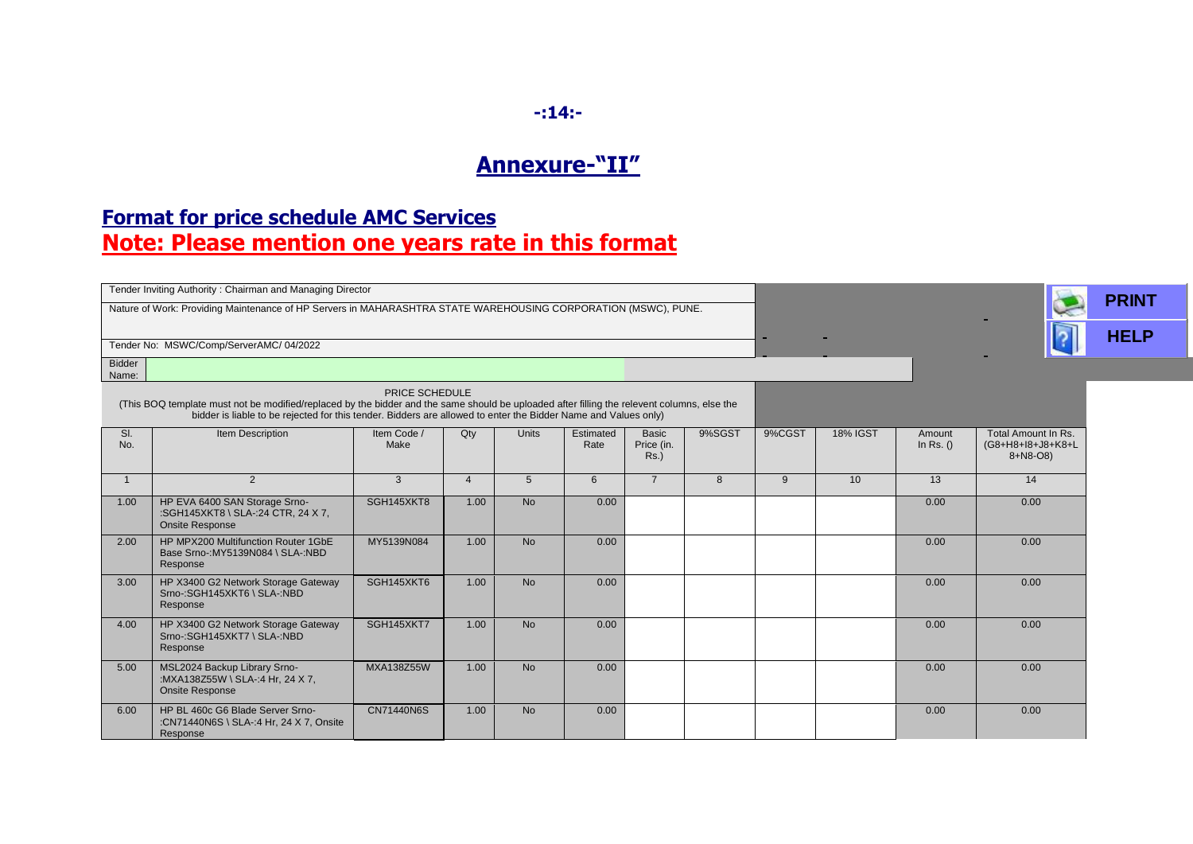## Annexure-"II"

### Format for price schedule AMC Services

### Note: Please mention one years rate in this format

Tender Inviting Authority : Chairman and Managing Director

Nature of Work: Providing Maintenance of HP Servers in MAHARASHTRA STATE WAREHOUSING CORPORATION (MSWC), PUNE.

Tender No: MSWC/Comp/ServerAMC/ 04/2022

Bidder Name:

PRICE SCHEDULE

(This BOQ template must not be modified/replaced by the bidder and the same should be uploaded after filling the relevent columns, else the bidder is liable to be rejected for this tender. Bidders are allowed to enter the Bidder Name and Values only)

| Sl. No. | Item Description | Item Code / Make | Qty | Units | Estimated Rate | Basic Price (in. Rs.) | 9%SGST | 9%CGST | 18% IGST | Amount In Rs. () | Total Amount In Rs. (G8+H8+I8+J8+K8+L8+N8-O8) |
|---|---|---|---|---|---|---|---|---|---|---|---|
| 1 | 2 | 3 | 4 | 5 | 6 | 7 | 8 | 9 | 10 | 13 | 14 |
| 1.00 | HP EVA 6400 SAN Storage Srno-:SGH145XKT8 \ SLA-:24 CTR, 24 X 7, Onsite Response | SGH145XKT8 | 1.00 | No | 0.00 | | | | | 0.00 | 0.00 |
| 2.00 | HP MPX200 Multifunction Router 1GbE Base Srno-:MY5139N084 \ SLA-:NBD Response | MY5139N084 | 1.00 | No | 0.00 | | | | | 0.00 | 0.00 |
| 3.00 | HP X3400 G2 Network Storage Gateway Srno-:SGH145XKT6 \ SLA-:NBD Response | SGH145XKT6 | 1.00 | No | 0.00 | | | | | 0.00 | 0.00 |
| 4.00 | HP X3400 G2 Network Storage Gateway Srno-:SGH145XKT7 \ SLA-:NBD Response | SGH145XKT7 | 1.00 | No | 0.00 | | | | | 0.00 | 0.00 |
| 5.00 | MSL2024 Backup Library Srno-:MXA138Z55W \ SLA-:4 Hr, 24 X 7, Onsite Response | MXA138Z55W | 1.00 | No | 0.00 | | | | | 0.00 | 0.00 |
| 6.00 | HP BL 460c G6 Blade Server Srno-:CN71440N6S \ SLA-:4 Hr, 24 X 7, Onsite Response | CN71440N6S | 1.00 | No | 0.00 | | | | | 0.00 | 0.00 |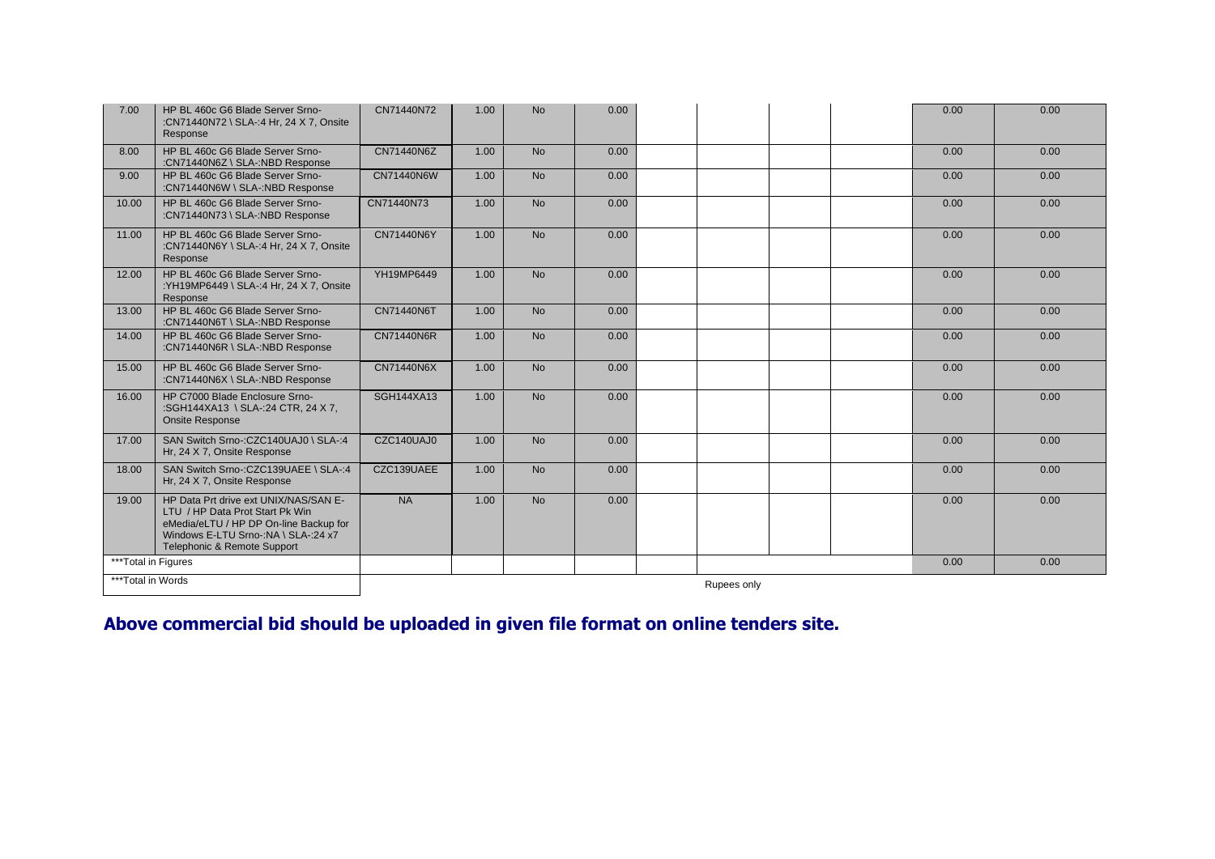| | | | | | | | | | | | |
|---|---|---|---|---|---|---|---|---|---|---|---|
| 7.00 | HP BL 460c G6 Blade Server Srno-:CN71440N72 \ SLA-:4 Hr, 24 X 7, Onsite Response | CN71440N72 | 1.00 | No | 0.00 | | | | | 0.00 | 0.00 |
| 8.00 | HP BL 460c G6 Blade Server Srno-:CN71440N6Z \ SLA-:NBD Response | CN71440N6Z | 1.00 | No | 0.00 | | | | | 0.00 | 0.00 |
| 9.00 | HP BL 460c G6 Blade Server Srno-:CN71440N6W \ SLA-:NBD Response | CN71440N6W | 1.00 | No | 0.00 | | | | | 0.00 | 0.00 |
| 10.00 | HP BL 460c G6 Blade Server Srno-:CN71440N73 \ SLA-:NBD Response | CN71440N73 | 1.00 | No | 0.00 | | | | | 0.00 | 0.00 |
| 11.00 | HP BL 460c G6 Blade Server Srno-:CN71440N6Y \ SLA-:4 Hr, 24 X 7, Onsite Response | CN71440N6Y | 1.00 | No | 0.00 | | | | | 0.00 | 0.00 |
| 12.00 | HP BL 460c G6 Blade Server Srno-:YH19MP6449 \ SLA-:4 Hr, 24 X 7, Onsite Response | YH19MP6449 | 1.00 | No | 0.00 | | | | | 0.00 | 0.00 |
| 13.00 | HP BL 460c G6 Blade Server Srno-:CN71440N6T \ SLA-:NBD Response | CN71440N6T | 1.00 | No | 0.00 | | | | | 0.00 | 0.00 |
| 14.00 | HP BL 460c G6 Blade Server Srno-:CN71440N6R \ SLA-:NBD Response | CN71440N6R | 1.00 | No | 0.00 | | | | | 0.00 | 0.00 |
| 15.00 | HP BL 460c G6 Blade Server Srno-:CN71440N6X \ SLA-:NBD Response | CN71440N6X | 1.00 | No | 0.00 | | | | | 0.00 | 0.00 |
| 16.00 | HP C7000 Blade Enclosure Srno-:SGH144XA13 \ SLA-:24 CTR, 24 X 7, Onsite Response | SGH144XA13 | 1.00 | No | 0.00 | | | | | 0.00 | 0.00 |
| 17.00 | SAN Switch Srno-:CZC140UAJ0 \ SLA-:4 Hr, 24 X 7, Onsite Response | CZC140UAJ0 | 1.00 | No | 0.00 | | | | | 0.00 | 0.00 |
| 18.00 | SAN Switch Srno-:CZC139UAEE \ SLA-:4 Hr, 24 X 7, Onsite Response | CZC139UAEE | 1.00 | No | 0.00 | | | | | 0.00 | 0.00 |
| 19.00 | HP Data Prt drive ext UNIX/NAS/SAN E-LTU / HP Data Prot Start Pk Win eMedia/eLTU / HP DP On-line Backup for Windows E-LTU Srno-:NA \ SLA-:24 x7 Telephonic & Remote Support | NA | 1.00 | No | 0.00 | | | | | 0.00 | 0.00 |
| ***Total in Figures | | | | | | | | | | 0.00 | 0.00 |
| ***Total in Words | | | | | | | Rupees only | | | | |

**Above commercial bid should be uploaded in given file format on online tenders site.**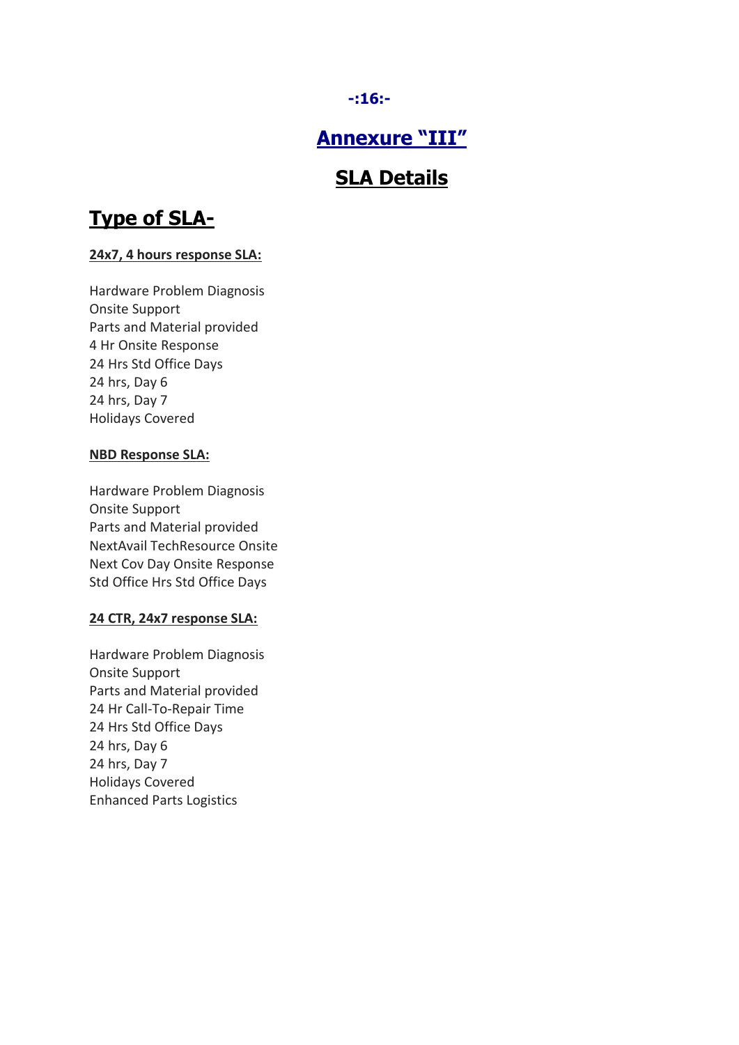## Annexure "III"

## SLA Details

# Type of SLA-

**24x7, 4 hours response SLA:**

Hardware Problem Diagnosis
Onsite Support
Parts and Material provided
4 Hr Onsite Response
24 Hrs Std Office Days
24 hrs, Day 6
24 hrs, Day 7
Holidays Covered

**NBD Response SLA:**

Hardware Problem Diagnosis
Onsite Support
Parts and Material provided
NextAvail TechResource Onsite
Next Cov Day Onsite Response
Std Office Hrs Std Office Days

**24 CTR, 24x7 response SLA:**

Hardware Problem Diagnosis
Onsite Support
Parts and Material provided
24 Hr Call-To-Repair Time
24 Hrs Std Office Days
24 hrs, Day 6
24 hrs, Day 7
Holidays Covered
Enhanced Parts Logistics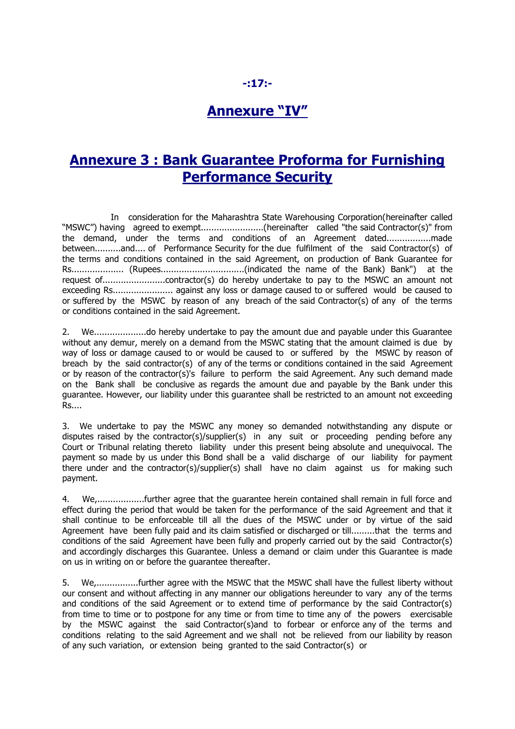# Annexure "IV"

# Annexure 3 : Bank Guarantee Proforma for Furnishing Performance Security

In consideration for the Maharashtra State Warehousing Corporation(hereinafter called "MSWC") having agreed to exempt.......................(hereinafter called "the said Contractor(s)" from the demand, under the terms and conditions of an Agreement dated................made between..........and.... of Performance Security for the due fulfilment of the said Contractor(s) of the terms and conditions contained in the said Agreement, on production of Bank Guarantee for Rs................... (Rupees................................(indicated the name of the Bank) Bank") at the request of.......................contractor(s) do hereby undertake to pay to the MSWC an amount not exceeding Rs...................... against any loss or damage caused to or suffered would be caused to or suffered by the MSWC by reason of any breach of the said Contractor(s) of any of the terms or conditions contained in the said Agreement.

2. We...................do hereby undertake to pay the amount due and payable under this Guarantee without any demur, merely on a demand from the MSWC stating that the amount claimed is due by way of loss or damage caused to or would be caused to or suffered by the MSWC by reason of breach by the said contractor(s) of any of the terms or conditions contained in the said Agreement or by reason of the contractor(s)'s failure to perform the said Agreement. Any such demand made on the Bank shall be conclusive as regards the amount due and payable by the Bank under this guarantee. However, our liability under this guarantee shall be restricted to an amount not exceeding Rs....

3. We undertake to pay the MSWC any money so demanded notwithstanding any dispute or disputes raised by the contractor(s)/supplier(s) in any suit or proceeding pending before any Court or Tribunal relating thereto liability under this present being absolute and unequivocal. The payment so made by us under this Bond shall be a valid discharge of our liability for payment there under and the contractor(s)/supplier(s) shall have no claim against us for making such payment.

4. We,.................further agree that the guarantee herein contained shall remain in full force and effect during the period that would be taken for the performance of the said Agreement and that it shall continue to be enforceable till all the dues of the MSWC under or by virtue of the said Agreement have been fully paid and its claim satisfied or discharged or till.........that the terms and conditions of the said Agreement have been fully and properly carried out by the said Contractor(s) and accordingly discharges this Guarantee. Unless a demand or claim under this Guarantee is made on us in writing on or before the guarantee thereafter.

5. We,................further agree with the MSWC that the MSWC shall have the fullest liberty without our consent and without affecting in any manner our obligations hereunder to vary any of the terms and conditions of the said Agreement or to extend time of performance by the said Contractor(s) from time to time or to postpone for any time or from time to time any of the powers exercisable by the MSWC against the said Contractor(s)and to forbear or enforce any of the terms and conditions relating to the said Agreement and we shall not be relieved from our liability by reason of any such variation, or extension being granted to the said Contractor(s) or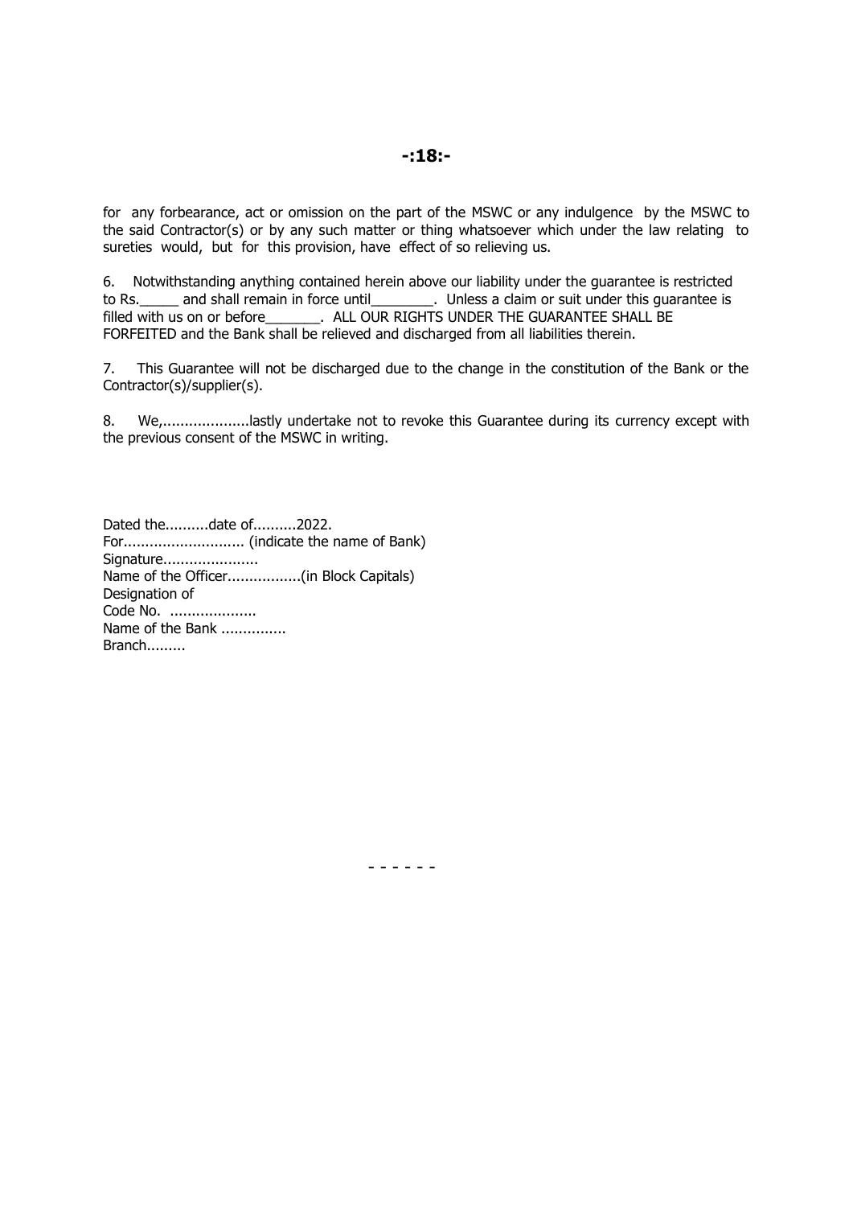for any forbearance, act or omission on the part of the MSWC or any indulgence by the MSWC to the said Contractor(s) or by any such matter or thing whatsoever which under the law relating to sureties would, but for this provision, have effect of so relieving us.

6. Notwithstanding anything contained herein above our liability under the guarantee is restricted to Rs._____ and shall remain in force until________. Unless a claim or suit under this guarantee is filled with us on or before_______. ALL OUR RIGHTS UNDER THE GUARANTEE SHALL BE FORFEITED and the Bank shall be relieved and discharged from all liabilities therein.

7. This Guarantee will not be discharged due to the change in the constitution of the Bank or the Contractor(s)/supplier(s).

8. We,....................lastly undertake not to revoke this Guarantee during its currency except with the previous consent of the MSWC in writing.

Dated the..........date of..........2022.  
For............................ (indicate the name of Bank)  
Signature......................  
Name of the Officer.................(in Block Capitals)  
Designation of  
Code No. ....................  
Name of the Bank ...............  
Branch.........

- - - - - -